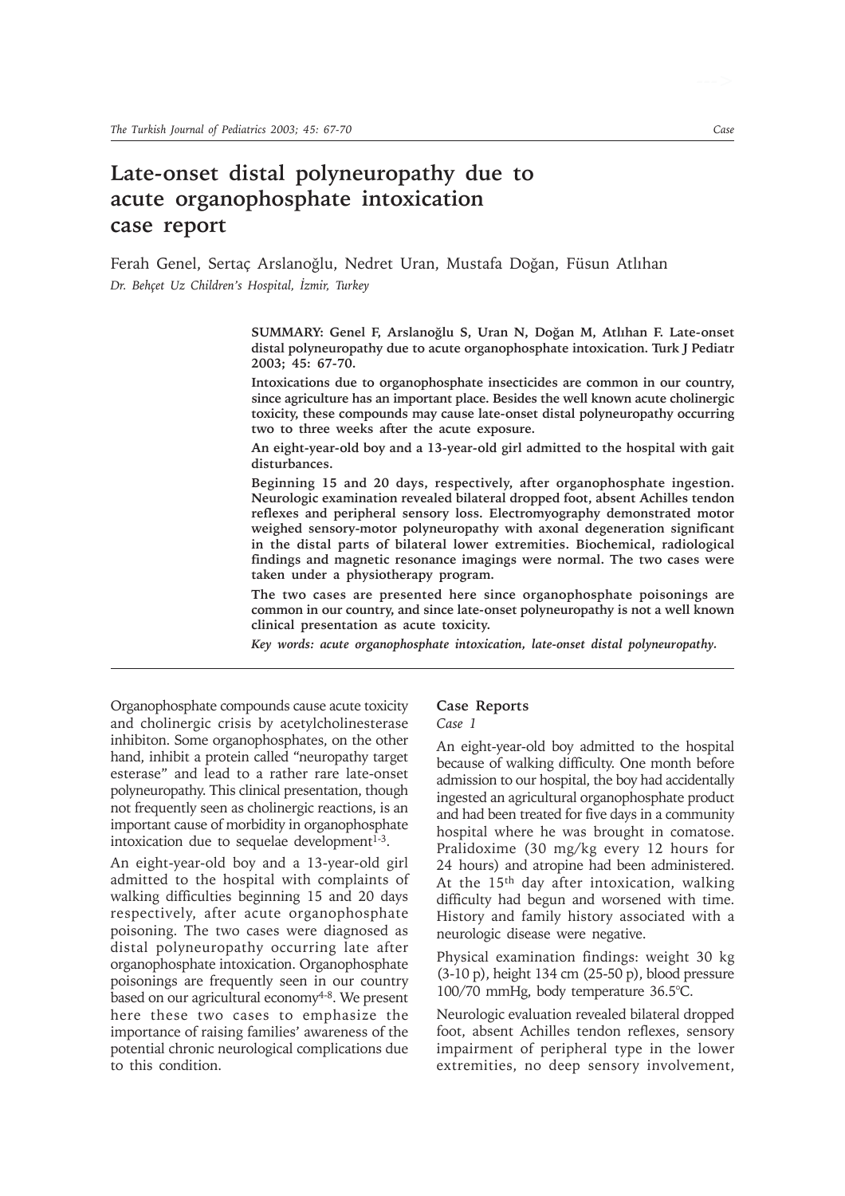# Late-onset distal polyneuropathy due to acute organophosphate intoxication case report

Ferah Genel, Sertaç Arslanoğlu, Nedret Uran, Mustafa Doğan, Füsun Atlıhan

*Dr. Behçet Uz Children's Hospital, İzmir, Turkey*

**SUMMARY: Genel F, Arslanoğlu S, Uran N, Doğan M, Atlıhan F. Late-onset distal polyneuropathy due to acute organophosphate intoxication. Turk J Pediatr 2003; 45: 67-70.**

**Intoxications due to organophosphate insecticides are common in our country, since agriculture has an important place. Besides the well known acute cholinergic toxicity, these compounds may cause late-onset distal polyneuropathy occurring two to three weeks after the acute exposure.**

**An eight-year-old boy and a 13-year-old girl admitted to the hospital with gait disturbances.**

**Beginning 15 and 20 days, respectively, after organophosphate ingestion. Neurologic examination revealed bilateral dropped foot, absent Achilles tendon reflexes and peripheral sensory loss. Electromyography demonstrated motor weighed sensory-motor polyneuropathy with axonal degeneration significant in the distal parts of bilateral lower extremities. Biochemical, radiological findings and magnetic resonance imagings were normal. The two cases were taken under a physiotherapy program.**

**The two cases are presented here since organophosphate poisonings are common in our country, and since late-onset polyneuropathy is not a well known clinical presentation as acute toxicity.**

***Key words: acute organophosphate intoxication, late-onset distal polyneuropathy.***

Organophosphate compounds cause acute toxicity and cholinergic crisis by acetylcholinesterase inhibiton. Some organophosphates, on the other hand, inhibit a protein called "neuropathy target esterase" and lead to a rather rare late-onset polyneuropathy. This clinical presentation, though not frequently seen as cholinergic reactions, is an important cause of morbidity in organophosphate intoxication due to sequelae development[1-3].

An eight-year-old boy and a 13-year-old girl admitted to the hospital with complaints of walking difficulties beginning 15 and 20 days respectively, after acute organophosphate poisoning. The two cases were diagnosed as distal polyneuropathy occurring late after organophosphate intoxication. Organophosphate poisonings are frequently seen in our country based on our agricultural economy[4-8]. We present here these two cases to emphasize the importance of raising families' awareness of the potential chronic neurological complications due to this condition.

## Case Reports

### *Case 1*

An eight-year-old boy admitted to the hospital because of walking difficulty. One month before admission to our hospital, the boy had accidentally ingested an agricultural organophosphate product and had been treated for five days in a community hospital where he was brought in comatose. Pralidoxime (30 mg/kg every 12 hours for 24 hours) and atropine had been administered. At the 15[th] day after intoxication, walking difficulty had begun and worsened with time. History and family history associated with a neurologic disease were negative.

Physical examination findings: weight 30 kg (3-10 p), height 134 cm (25-50 p), blood pressure 100/70 mmHg, body temperature 36.5°C.

Neurologic evaluation revealed bilateral dropped foot, absent Achilles tendon reflexes, sensory impairment of peripheral type in the lower extremities, no deep sensory involvement,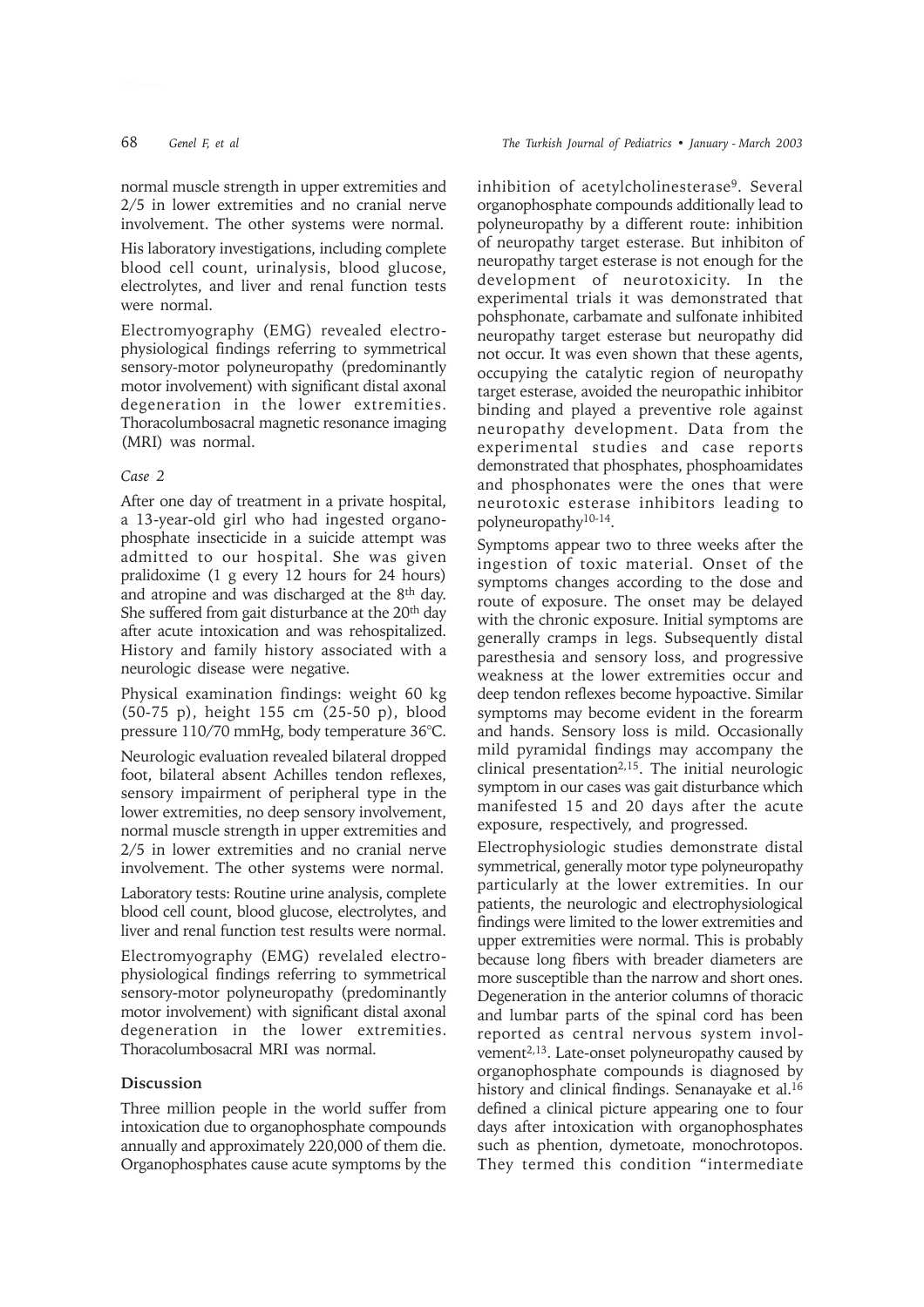normal muscle strength in upper extremities and 2/5 in lower extremities and no cranial nerve involvement. The other systems were normal.

His laboratory investigations, including complete blood cell count, urinalysis, blood glucose, electrolytes, and liver and renal function tests were normal.

Electromyography (EMG) revealed electrophysiological findings referring to symmetrical sensory-motor polyneuropathy (predominantly motor involvement) with significant distal axonal degeneration in the lower extremities. Thoracolumbosacral magnetic resonance imaging (MRI) was normal.

*Case 2*

After one day of treatment in a private hospital, a 13-year-old girl who had ingested organophosphate insecticide in a suicide attempt was admitted to our hospital. She was given pralidoxime (1 g every 12 hours for 24 hours) and atropine and was discharged at the 8th day. She suffered from gait disturbance at the 20th day after acute intoxication and was rehospitalized. History and family history associated with a neurologic disease were negative.

Physical examination findings: weight 60 kg (50-75 p), height 155 cm (25-50 p), blood pressure 110/70 mmHg, body temperature 36°C.

Neurologic evaluation revealed bilateral dropped foot, bilateral absent Achilles tendon reflexes, sensory impairment of peripheral type in the lower extremities, no deep sensory involvement, normal muscle strength in upper extremities and 2/5 in lower extremities and no cranial nerve involvement. The other systems were normal.

Laboratory tests: Routine urine analysis, complete blood cell count, blood glucose, electrolytes, and liver and renal function test results were normal.

Electromyography (EMG) revelaled electrophysiological findings referring to symmetrical sensory-motor polyneuropathy (predominantly motor involvement) with significant distal axonal degeneration in the lower extremities. Thoracolumbosacral MRI was normal.

## Discussion

Three million people in the world suffer from intoxication due to organophosphate compounds annually and approximately 220,000 of them die. Organophosphates cause acute symptoms by the inhibition of acetylcholinesterase[9]. Several organophosphate compounds additionally lead to polyneuropathy by a different route: inhibition of neuropathy target esterase. But inhibiton of neuropathy target esterase is not enough for the development of neurotoxicity. In the experimental trials it was demonstrated that pohsphonate, carbamate and sulfonate inhibited neuropathy target esterase but neuropathy did not occur. It was even shown that these agents, occupying the catalytic region of neuropathy target esterase, avoided the neuropathic inhibitor binding and played a preventive role against neuropathy development. Data from the experimental studies and case reports demonstrated that phosphates, phosphoamidates and phosphonates were the ones that were neurotoxic esterase inhibitors leading to polyneuropathy[10-14].

Symptoms appear two to three weeks after the ingestion of toxic material. Onset of the symptoms changes according to the dose and route of exposure. The onset may be delayed with the chronic exposure. Initial symptoms are generally cramps in legs. Subsequently distal paresthesia and sensory loss, and progressive weakness at the lower extremities occur and deep tendon reflexes become hypoactive. Similar symptoms may become evident in the forearm and hands. Sensory loss is mild. Occasionally mild pyramidal findings may accompany the clinical presentation[2,15]. The initial neurologic symptom in our cases was gait disturbance which manifested 15 and 20 days after the acute exposure, respectively, and progressed.

Electrophysiologic studies demonstrate distal symmetrical, generally motor type polyneuropathy particularly at the lower extremities. In our patients, the neurologic and electrophysiological findings were limited to the lower extremities and upper extremities were normal. This is probably because long fibers with breader diameters are more susceptible than the narrow and short ones. Degeneration in the anterior columns of thoracic and lumbar parts of the spinal cord has been reported as central nervous system involvement[2,13]. Late-onset polyneuropathy caused by organophosphate compounds is diagnosed by history and clinical findings. Senanayake et al.[16] defined a clinical picture appearing one to four days after intoxication with organophosphates such as phention, dymetoate, monochrotopos. They termed this condition "intermediate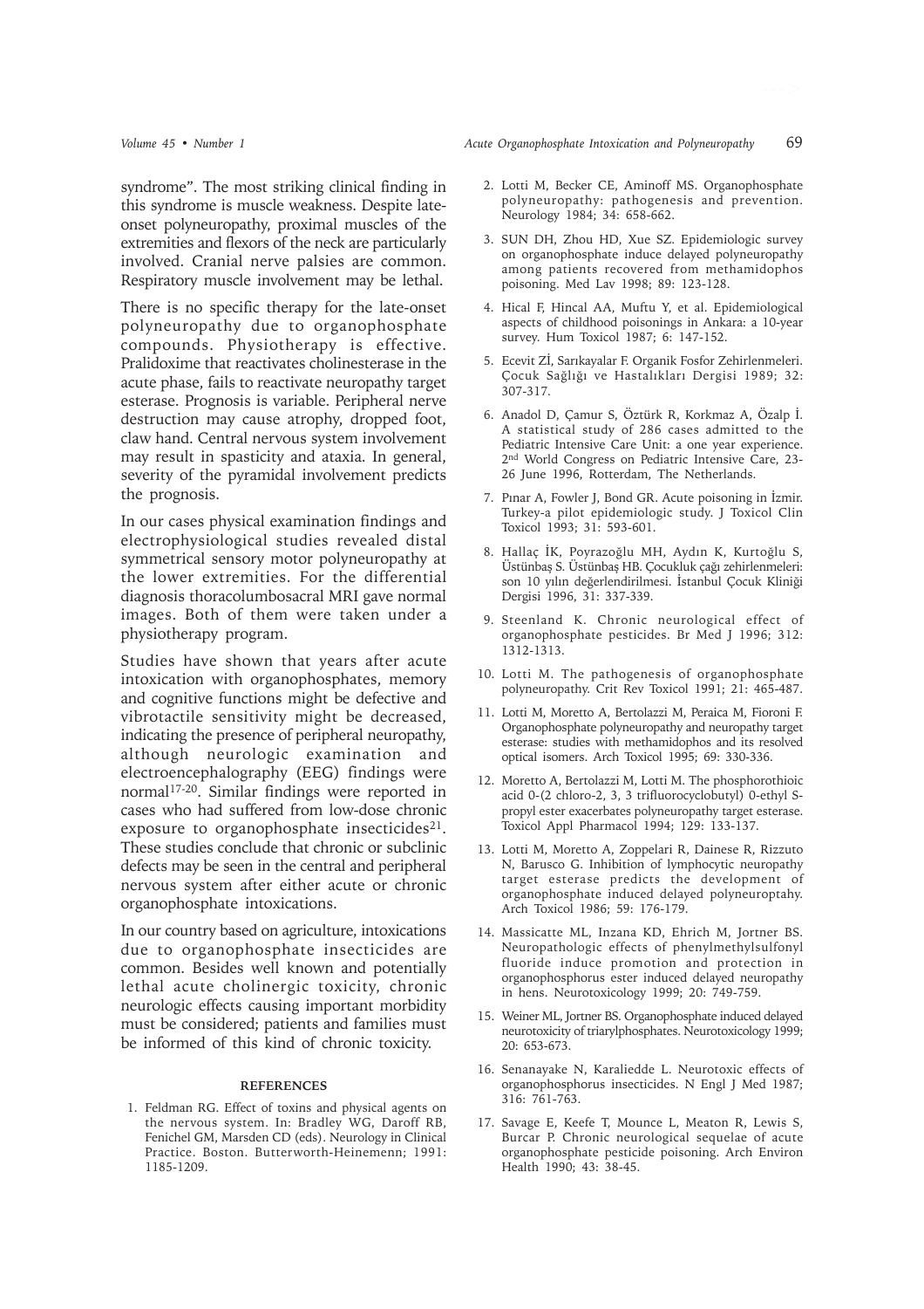syndrome". The most striking clinical finding in this syndrome is muscle weakness. Despite late-onset polyneuropathy, proximal muscles of the extremities and flexors of the neck are particularly involved. Cranial nerve palsies are common. Respiratory muscle involvement may be lethal.

There is no specific therapy for the late-onset polyneuropathy due to organophosphate compounds. Physiotherapy is effective. Pralidoxime that reactivates cholinesterase in the acute phase, fails to reactivate neuropathy target esterase. Prognosis is variable. Peripheral nerve destruction may cause atrophy, dropped foot, claw hand. Central nervous system involvement may result in spasticity and ataxia. In general, severity of the pyramidal involvement predicts the prognosis.

In our cases physical examination findings and electrophysiological studies revealed distal symmetrical sensory motor polyneuropathy at the lower extremities. For the differential diagnosis thoracolumbosacral MRI gave normal images. Both of them were taken under a physiotherapy program.

Studies have shown that years after acute intoxication with organophosphates, memory and cognitive functions might be defective and vibrotactile sensitivity might be decreased, indicating the presence of peripheral neuropathy, although neurologic examination and electroencephalography (EEG) findings were normal[17-20]. Similar findings were reported in cases who had suffered from low-dose chronic exposure to organophosphate insecticides[21]. These studies conclude that chronic or subclinic defects may be seen in the central and peripheral nervous system after either acute or chronic organophosphate intoxications.

In our country based on agriculture, intoxications due to organophosphate insecticides are common. Besides well known and potentially lethal acute cholinergic toxicity, chronic neurologic effects causing important morbidity must be considered; patients and families must be informed of this kind of chronic toxicity.

## REFERENCES

1. Feldman RG. Effect of toxins and physical agents on the nervous system. In: Bradley WG, Daroff RB, Fenichel GM, Marsden CD (eds). Neurology in Clinical Practice. Boston. Butterworth-Heinemenn; 1991: 1185-1209.
2. Lotti M, Becker CE, Aminoff MS. Organophosphate polyneuropathy: pathogenesis and prevention. Neurology 1984; 34: 658-662.
3. SUN DH, Zhou HD, Xue SZ. Epidemiologic survey on organophosphate induce delayed polyneuropathy among patients recovered from methamidophos poisoning. Med Lav 1998; 89: 123-128.
4. Hical F, Hincal AA, Muftu Y, et al. Epidemiological aspects of childhood poisonings in Ankara: a 10-year survey. Hum Toxicol 1987; 6: 147-152.
5. Ecevit Zİ, Sarıkayalar F. Organik Fosfor Zehirlenmeleri. Çocuk Sağlığı ve Hastalıkları Dergisi 1989; 32: 307-317.
6. Anadol D, Çamur S, Öztürk R, Korkmaz A, Özalp İ. A statistical study of 286 cases admitted to the Pediatric Intensive Care Unit: a one year experience. 2nd World Congress on Pediatric Intensive Care, 23-26 June 1996, Rotterdam, The Netherlands.
7. Pınar A, Fowler J, Bond GR. Acute poisoning in İzmir. Turkey-a pilot epidemiologic study. J Toxicol Clin Toxicol 1993; 31: 593-601.
8. Hallaç İK, Poyrazoğlu MH, Aydın K, Kurtoğlu S, Üstünbaş S. Üstünbaş HB. Çocukluk çağı zehirlenmeleri: son 10 yılın değerlendirilmesi. İstanbul Çocuk Kliniği Dergisi 1996, 31: 337-339.
9. Steenland K. Chronic neurological effect of organophosphate pesticides. Br Med J 1996; 312: 1312-1313.
10. Lotti M. The pathogenesis of organophosphate polyneuropathy. Crit Rev Toxicol 1991; 21: 465-487.
11. Lotti M, Moretto A, Bertolazzi M, Peraica M, Fioroni F. Organophosphate polyneuropathy and neuropathy target esterase: studies with methamidophos and its resolved optical isomers. Arch Toxicol 1995; 69: 330-336.
12. Moretto A, Bertolazzi M, Lotti M. The phosphorothioic acid 0-(2 chloro-2, 3, 3 trifluorocyclobutyl) 0-ethyl S-propyl ester exacerbates polyneuropathy target esterase. Toxicol Appl Pharmacol 1994; 129: 133-137.
13. Lotti M, Moretto A, Zoppelari R, Dainese R, Rizzuto N, Barusco G. Inhibition of lymphocytic neuropathy target esterase predicts the development of organophosphate induced delayed polyneuroptahy. Arch Toxicol 1986; 59: 176-179.
14. Massicatte ML, Inzana KD, Ehrich M, Jortner BS. Neuropathologic effects of phenylmethylsulfonyl fluoride induce promotion and protection in organophosphorus ester induced delayed neuropathy in hens. Neurotoxicology 1999; 20: 749-759.
15. Weiner ML, Jortner BS. Organophosphate induced delayed neurotoxicity of triarylphosphates. Neurotoxicology 1999; 20: 653-673.
16. Senanayake N, Karaliedde L. Neurotoxic effects of organophosphorus insecticides. N Engl J Med 1987; 316: 761-763.
17. Savage E, Keefe T, Mounce L, Meaton R, Lewis S, Burcar P. Chronic neurological sequelae of acute organophosphate pesticide poisoning. Arch Environ Health 1990; 43: 38-45.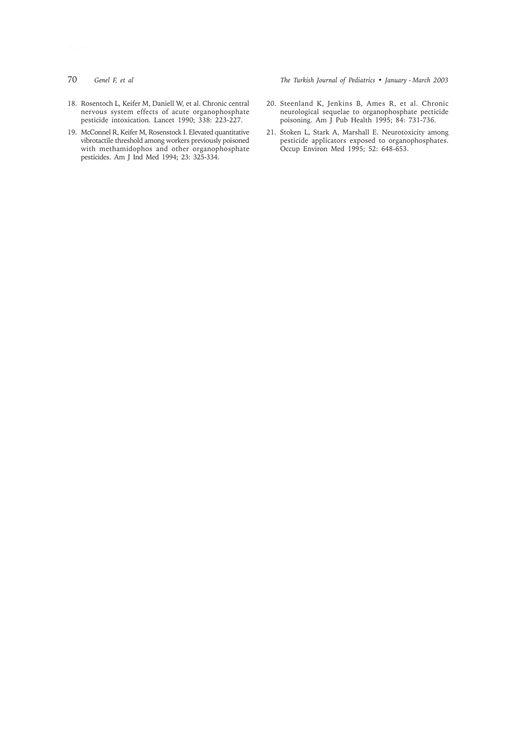18. Rosentoch L, Keifer M, Daniell W, et al. Chronic central nervous system effects of acute organophosphate pesticide intoxication. Lancet 1990; 338: 223-227.
19. McConnel R, Keifer M, Rosenstock I. Elevated quantitative vibrotactile threshold among workers previously poisoned with methamidophos and other organophosphate pesticides. Am J Ind Med 1994; 23: 325-334.
20. Steenland K, Jenkins B, Ames R, et al. Chronic neurological sequelae to organophosphate pecticide poisoning. Am J Pub Health 1995; 84: 731-736.
21. Stoken L, Stark A, Marshall E. Neurotoxicity among pesticide applicators exposed to organophosphates. Occup Environ Med 1995; 52: 648-653.